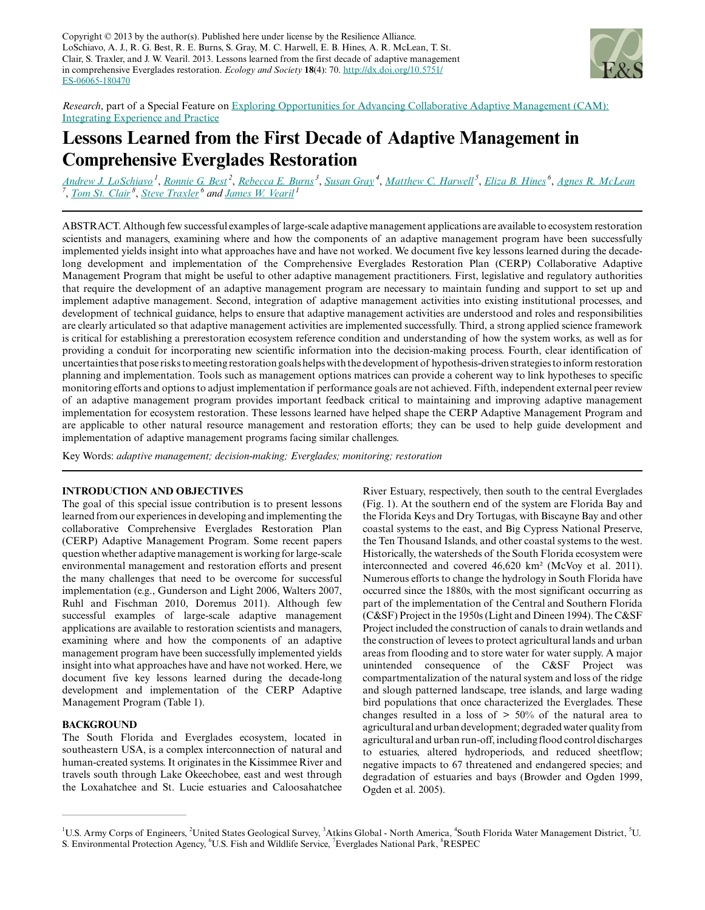Copyright © 2013 by the author(s). Published here under license by the Resilience Alliance.
LoSchiavo, A. J., R. G. Best, R. E. Burns, S. Gray, M. C. Harwell, E. B. Hines, A. R. McLean, T. St. Clair, S. Traxler, and J. W. Vearil. 2013. Lessons learned from the first decade of adaptive management in comprehensive Everglades restoration. *Ecology and Society* **18**(4): 70. http://dx.doi.org/10.5751/ES-06065-180470

*Research*, part of a Special Feature on Exploring Opportunities for Advancing Collaborative Adaptive Management (CAM): Integrating Experience and Practice

# Lessons Learned from the First Decade of Adaptive Management in Comprehensive Everglades Restoration

Andrew J. LoSchiavo [1], Ronnie G. Best [2], Rebecca E. Burns [3], Susan Gray [4], Matthew C. Harwell [5], Eliza B. Hines [6], Agnes R. McLean [7], Tom St. Clair [8], Steve Traxler [6] and James W. Vearil [1]

ABSTRACT. Although few successful examples of large-scale adaptive management applications are available to ecosystem restoration scientists and managers, examining where and how the components of an adaptive management program have been successfully implemented yields insight into what approaches have and have not worked. We document five key lessons learned during the decade-long development and implementation of the Comprehensive Everglades Restoration Plan (CERP) Collaborative Adaptive Management Program that might be useful to other adaptive management practitioners. First, legislative and regulatory authorities that require the development of an adaptive management program are necessary to maintain funding and support to set up and implement adaptive management. Second, integration of adaptive management activities into existing institutional processes, and development of technical guidance, helps to ensure that adaptive management activities are understood and roles and responsibilities are clearly articulated so that adaptive management activities are implemented successfully. Third, a strong applied science framework is critical for establishing a prerestoration ecosystem reference condition and understanding of how the system works, as well as for providing a conduit for incorporating new scientific information into the decision-making process. Fourth, clear identification of uncertainties that pose risks to meeting restoration goals helps with the development of hypothesis-driven strategies to inform restoration planning and implementation. Tools such as management options matrices can provide a coherent way to link hypotheses to specific monitoring efforts and options to adjust implementation if performance goals are not achieved. Fifth, independent external peer review of an adaptive management program provides important feedback critical to maintaining and improving adaptive management implementation for ecosystem restoration. These lessons learned have helped shape the CERP Adaptive Management Program and are applicable to other natural resource management and restoration efforts; they can be used to help guide development and implementation of adaptive management programs facing similar challenges.

Key Words: *adaptive management; decision-making; Everglades; monitoring; restoration*

## INTRODUCTION AND OBJECTIVES

The goal of this special issue contribution is to present lessons learned from our experiences in developing and implementing the collaborative Comprehensive Everglades Restoration Plan (CERP) Adaptive Management Program. Some recent papers question whether adaptive management is working for large-scale environmental management and restoration efforts and present the many challenges that need to be overcome for successful implementation (e.g., Gunderson and Light 2006, Walters 2007, Ruhl and Fischman 2010, Doremus 2011). Although few successful examples of large-scale adaptive management applications are available to restoration scientists and managers, examining where and how the components of an adaptive management program have been successfully implemented yields insight into what approaches have and have not worked. Here, we document five key lessons learned during the decade-long development and implementation of the CERP Adaptive Management Program (Table 1).

## BACKGROUND

The South Florida and Everglades ecosystem, located in southeastern USA, is a complex interconnection of natural and human-created systems. It originates in the Kissimmee River and travels south through Lake Okeechobee, east and west through the Loxahatchee and St. Lucie estuaries and Caloosahatchee River Estuary, respectively, then south to the central Everglades (Fig. 1). At the southern end of the system are Florida Bay and the Florida Keys and Dry Tortugas, with Biscayne Bay and other coastal systems to the east, and Big Cypress National Preserve, the Ten Thousand Islands, and other coastal systems to the west. Historically, the watersheds of the South Florida ecosystem were interconnected and covered 46,620 km² (McVoy et al. 2011). Numerous efforts to change the hydrology in South Florida have occurred since the 1880s, with the most significant occurring as part of the implementation of the Central and Southern Florida (C&SF) Project in the 1950s (Light and Dineen 1994). The C&SF Project included the construction of canals to drain wetlands and the construction of levees to protect agricultural lands and urban areas from flooding and to store water for water supply. A major unintended consequence of the C&SF Project was compartmentalization of the natural system and loss of the ridge and slough patterned landscape, tree islands, and large wading bird populations that once characterized the Everglades. These changes resulted in a loss of > 50% of the natural area to agricultural and urban development; degraded water quality from agricultural and urban run-off, including flood control discharges to estuaries, altered hydroperiods, and reduced sheetflow; negative impacts to 67 threatened and endangered species; and degradation of estuaries and bays (Browder and Ogden 1999, Ogden et al. 2005).

[1] U.S. Army Corps of Engineers, [2] United States Geological Survey, [3] Atkins Global - North America, [4] South Florida Water Management District, [5] U. S. Environmental Protection Agency, [6] U.S. Fish and Wildlife Service, [7] Everglades National Park, [8] RESPEC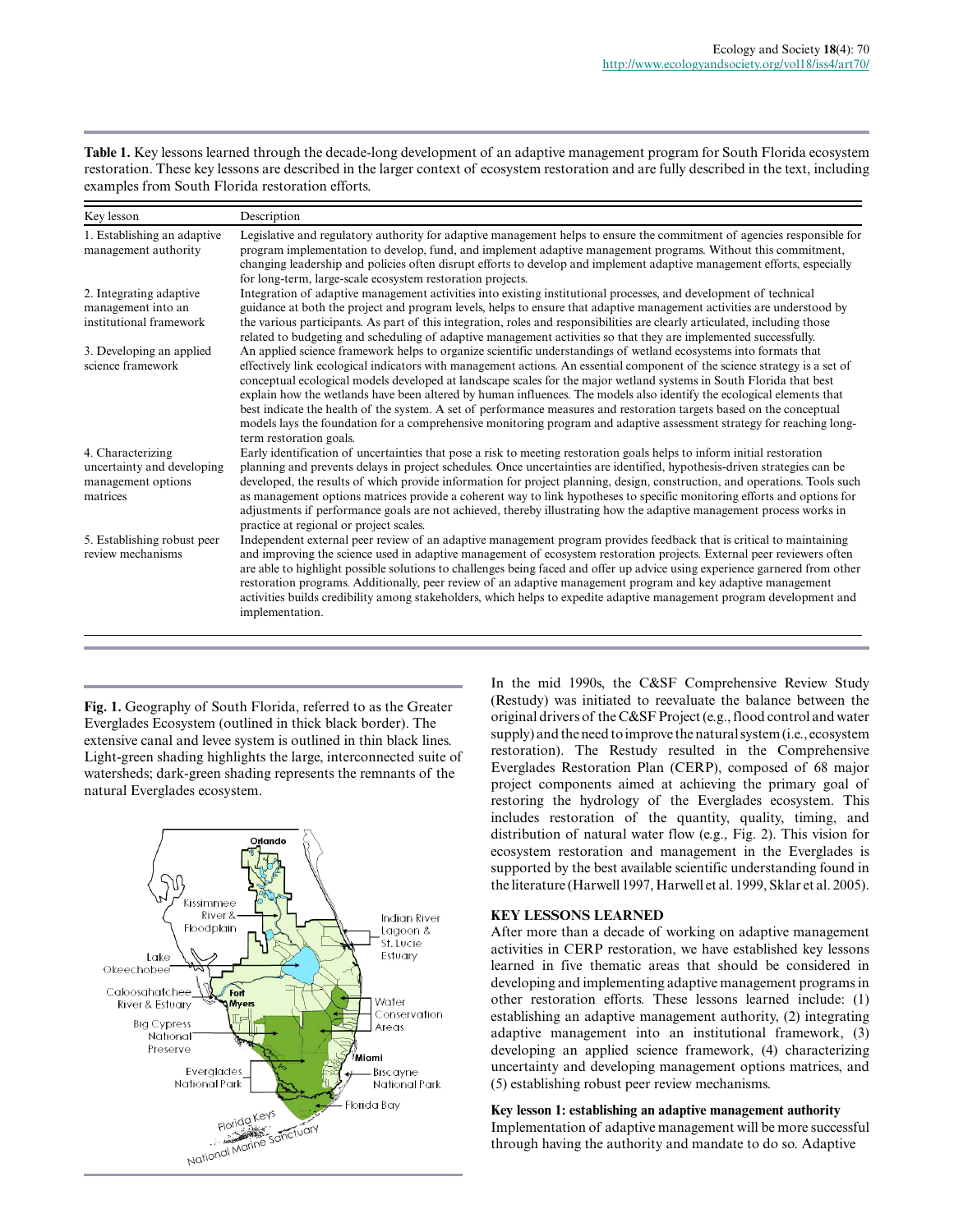**Table 1.** Key lessons learned through the decade-long development of an adaptive management program for South Florida ecosystem restoration. These key lessons are described in the larger context of ecosystem restoration and are fully described in the text, including examples from South Florida restoration efforts.

| Key lesson | Description |
| --- | --- |
| 1. Establishing an adaptive management authority | Legislative and regulatory authority for adaptive management helps to ensure the commitment of agencies responsible for program implementation to develop, fund, and implement adaptive management programs. Without this commitment, changing leadership and policies often disrupt efforts to develop and implement adaptive management efforts, especially for long-term, large-scale ecosystem restoration projects. |
| 2. Integrating adaptive management into an institutional framework | Integration of adaptive management activities into existing institutional processes, and development of technical guidance at both the project and program levels, helps to ensure that adaptive management activities are understood by the various participants. As part of this integration, roles and responsibilities are clearly articulated, including those related to budgeting and scheduling of adaptive management activities so that they are implemented successfully. |
| 3. Developing an applied science framework | An applied science framework helps to organize scientific understandings of wetland ecosystems into formats that effectively link ecological indicators with management actions. An essential component of the science strategy is a set of conceptual ecological models developed at landscape scales for the major wetland systems in South Florida that best explain how the wetlands have been altered by human influences. The models also identify the ecological elements that best indicate the health of the system. A set of performance measures and restoration targets based on the conceptual models lays the foundation for a comprehensive monitoring program and adaptive assessment strategy for reaching long-term restoration goals. |
| 4. Characterizing uncertainty and developing management options matrices | Early identification of uncertainties that pose a risk to meeting restoration goals helps to inform initial restoration planning and prevents delays in project schedules. Once uncertainties are identified, hypothesis-driven strategies can be developed, the results of which provide information for project planning, design, construction, and operations. Tools such as management options matrices provide a coherent way to link hypotheses to specific monitoring efforts and options for adjustments if performance goals are not achieved, thereby illustrating how the adaptive management process works in practice at regional or project scales. |
| 5. Establishing robust peer review mechanisms | Independent external peer review of an adaptive management program provides feedback that is critical to maintaining and improving the science used in adaptive management of ecosystem restoration projects. External peer reviewers often are able to highlight possible solutions to challenges being faced and offer up advice using experience garnered from other restoration programs. Additionally, peer review of an adaptive management program and key adaptive management activities builds credibility among stakeholders, which helps to expedite adaptive management program development and implementation. |

**Fig. 1.** Geography of South Florida, referred to as the Greater Everglades Ecosystem (outlined in thick black border). The extensive canal and levee system is outlined in thin black lines. Light-green shading highlights the large, interconnected suite of watersheds; dark-green shading represents the remnants of the natural Everglades ecosystem.

In the mid 1990s, the C&SF Comprehensive Review Study (Restudy) was initiated to reevaluate the balance between the original drivers of the C&SF Project (e.g., flood control and water supply) and the need to improve the natural system (i.e., ecosystem restoration). The Restudy resulted in the Comprehensive Everglades Restoration Plan (CERP), composed of 68 major project components aimed at achieving the primary goal of restoring the hydrology of the Everglades ecosystem. This includes restoration of the quantity, quality, timing, and distribution of natural water flow (e.g., Fig. 2). This vision for ecosystem restoration and management in the Everglades is supported by the best available scientific understanding found in the literature (Harwell 1997, Harwell et al. 1999, Sklar et al. 2005).

## KEY LESSONS LEARNED

After more than a decade of working on adaptive management activities in CERP restoration, we have established key lessons learned in five thematic areas that should be considered in developing and implementing adaptive management programs in other restoration efforts. These lessons learned include: (1) establishing an adaptive management authority, (2) integrating adaptive management into an institutional framework, (3) developing an applied science framework, (4) characterizing uncertainty and developing management options matrices, and (5) establishing robust peer review mechanisms.

### Key lesson 1: establishing an adaptive management authority

Implementation of adaptive management will be more successful through having the authority and mandate to do so. Adaptive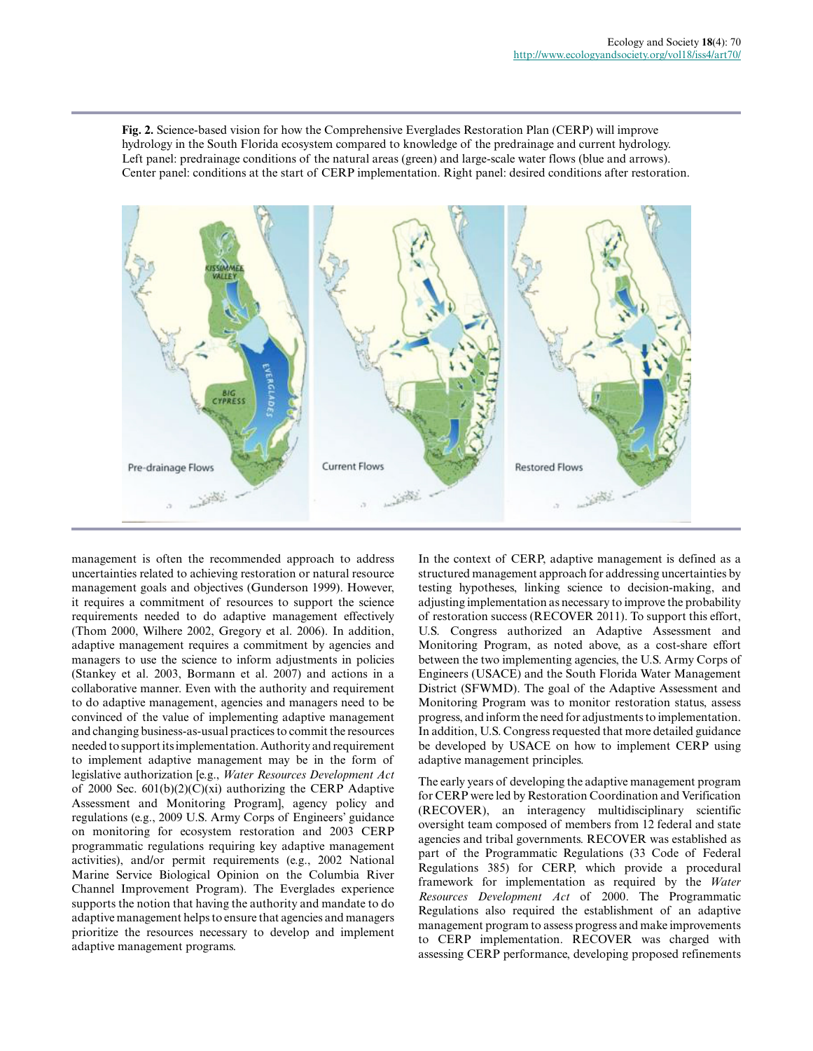**Fig. 2.** Science-based vision for how the Comprehensive Everglades Restoration Plan (CERP) will improve hydrology in the South Florida ecosystem compared to knowledge of the predrainage and current hydrology. Left panel: predrainage conditions of the natural areas (green) and large-scale water flows (blue and arrows). Center panel: conditions at the start of CERP implementation. Right panel: desired conditions after restoration.

management is often the recommended approach to address uncertainties related to achieving restoration or natural resource management goals and objectives (Gunderson 1999). However, it requires a commitment of resources to support the science requirements needed to do adaptive management effectively (Thom 2000, Wilhere 2002, Gregory et al. 2006). In addition, adaptive management requires a commitment by agencies and managers to use the science to inform adjustments in policies (Stankey et al. 2003, Bormann et al. 2007) and actions in a collaborative manner. Even with the authority and requirement to do adaptive management, agencies and managers need to be convinced of the value of implementing adaptive management and changing business-as-usual practices to commit the resources needed to support its implementation. Authority and requirement to implement adaptive management may be in the form of legislative authorization [e.g., *Water Resources Development Act* of 2000 Sec. 601(b)(2)(C)(xi) authorizing the CERP Adaptive Assessment and Monitoring Program], agency policy and regulations (e.g., 2009 U.S. Army Corps of Engineers' guidance on monitoring for ecosystem restoration and 2003 CERP programmatic regulations requiring key adaptive management activities), and/or permit requirements (e.g., 2002 National Marine Service Biological Opinion on the Columbia River Channel Improvement Program). The Everglades experience supports the notion that having the authority and mandate to do adaptive management helps to ensure that agencies and managers prioritize the resources necessary to develop and implement adaptive management programs.

In the context of CERP, adaptive management is defined as a structured management approach for addressing uncertainties by testing hypotheses, linking science to decision-making, and adjusting implementation as necessary to improve the probability of restoration success (RECOVER 2011). To support this effort, U.S. Congress authorized an Adaptive Assessment and Monitoring Program, as noted above, as a cost-share effort between the two implementing agencies, the U.S. Army Corps of Engineers (USACE) and the South Florida Water Management District (SFWMD). The goal of the Adaptive Assessment and Monitoring Program was to monitor restoration status, assess progress, and inform the need for adjustments to implementation. In addition, U.S. Congress requested that more detailed guidance be developed by USACE on how to implement CERP using adaptive management principles.

The early years of developing the adaptive management program for CERP were led by Restoration Coordination and Verification (RECOVER), an interagency multidisciplinary scientific oversight team composed of members from 12 federal and state agencies and tribal governments. RECOVER was established as part of the Programmatic Regulations (33 Code of Federal Regulations 385) for CERP, which provide a procedural framework for implementation as required by the *Water Resources Development Act* of 2000. The Programmatic Regulations also required the establishment of an adaptive management program to assess progress and make improvements to CERP implementation. RECOVER was charged with assessing CERP performance, developing proposed refinements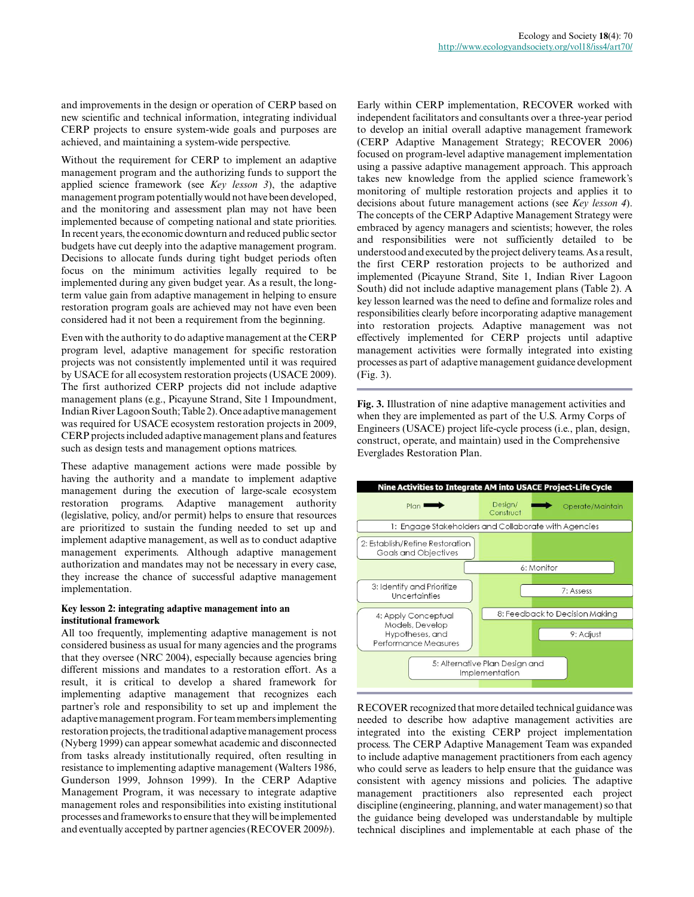and improvements in the design or operation of CERP based on new scientific and technical information, integrating individual CERP projects to ensure system-wide goals and purposes are achieved, and maintaining a system-wide perspective.

Without the requirement for CERP to implement an adaptive management program and the authorizing funds to support the applied science framework (see *Key lesson 3*), the adaptive management program potentially would not have been developed, and the monitoring and assessment plan may not have been implemented because of competing national and state priorities. In recent years, the economic downturn and reduced public sector budgets have cut deeply into the adaptive management program. Decisions to allocate funds during tight budget periods often focus on the minimum activities legally required to be implemented during any given budget year. As a result, the long-term value gain from adaptive management in helping to ensure restoration program goals are achieved may not have even been considered had it not been a requirement from the beginning.

Even with the authority to do adaptive management at the CERP program level, adaptive management for specific restoration projects was not consistently implemented until it was required by USACE for all ecosystem restoration projects (USACE 2009). The first authorized CERP projects did not include adaptive management plans (e.g., Picayune Strand, Site 1 Impoundment, Indian River Lagoon South; Table 2). Once adaptive management was required for USACE restoration projects in 2009, CERP projects included adaptive management plans and features such as design tests and management options matrices.

These adaptive management actions were made possible by having the authority and a mandate to implement adaptive management during the execution of large-scale ecosystem restoration programs. Adaptive management authority (legislative, policy, and/or permit) helps to ensure that resources are prioritized to sustain the funding needed to set up and implement adaptive management, as well as to conduct adaptive management experiments. Although adaptive management authorization and mandates may not be necessary in every case, they increase the chance of successful adaptive management implementation.

**Key lesson 2: integrating adaptive management into an institutional framework**

All too frequently, implementing adaptive management is not considered business as usual for many agencies and the programs that they oversee (NRC 2004), especially because agencies bring different missions and mandates to a restoration effort. As a result, it is critical to develop a shared framework for implementing adaptive management that recognizes each partner's role and responsibility to set up and implement the adaptive management program. For team members implementing restoration projects, the traditional adaptive management process (Nyberg 1999) can appear somewhat academic and disconnected from tasks already institutionally required, often resulting in resistance to implementing adaptive management (Walters 1986, Gunderson 1999, Johnson 1999). In the CERP Adaptive Management Program, it was necessary to integrate adaptive management roles and responsibilities into existing institutional processes and frameworks to ensure that they will be implemented and eventually accepted by partner agencies (RECOVER 2009*b*).

Early within CERP implementation, RECOVER worked with independent facilitators and consultants over a three-year period to develop an initial overall adaptive management framework (CERP Adaptive Management Strategy; RECOVER 2006) focused on program-level adaptive management implementation using a passive adaptive management approach. This approach takes new knowledge from the applied science framework's monitoring of multiple restoration projects and applies it to decisions about future management actions (see *Key lesson 4*). The concepts of the CERP Adaptive Management Strategy were embraced by agency managers and scientists; however, the roles and responsibilities were not sufficiently detailed to be understood and executed by the project delivery teams. As a result, the first CERP restoration projects to be authorized and implemented (Picayune Strand, Site 1, Indian River Lagoon South) did not include adaptive management plans (Table 2). A key lesson learned was the need to define and formalize roles and responsibilities clearly before incorporating adaptive management into restoration projects. Adaptive management was not effectively implemented for CERP projects until adaptive management activities were formally integrated into existing processes as part of adaptive management guidance development (Fig. 3).

**Fig. 3.** Illustration of nine adaptive management activities and when they are implemented as part of the U.S. Army Corps of Engineers (USACE) project life-cycle process (i.e., plan, design, construct, operate, and maintain) used in the Comprehensive Everglades Restoration Plan.

Nine Activities to Integrate AM into USACE Project-Life Cycle

Plan → Design/Construct → Operate/Maintain

1: Engage Stakeholders and Collaborate with Agencies
2: Establish/Refine Restoration Goals and Objectives
3: Identify and Prioritize Uncertainties
4: Apply Conceptual Models, Develop Hypotheses, and Performance Measures
5: Alternative Plan Design and Implementation
6: Monitor
7: Assess
8: Feedback to Decision Making
9: Adjust

RECOVER recognized that more detailed technical guidance was needed to describe how adaptive management activities are integrated into the existing CERP project implementation process. The CERP Adaptive Management Team was expanded to include adaptive management practitioners from each agency who could serve as leaders to help ensure that the guidance was consistent with agency missions and policies. The adaptive management practitioners also represented each project discipline (engineering, planning, and water management) so that the guidance being developed was understandable by multiple technical disciplines and implementable at each phase of the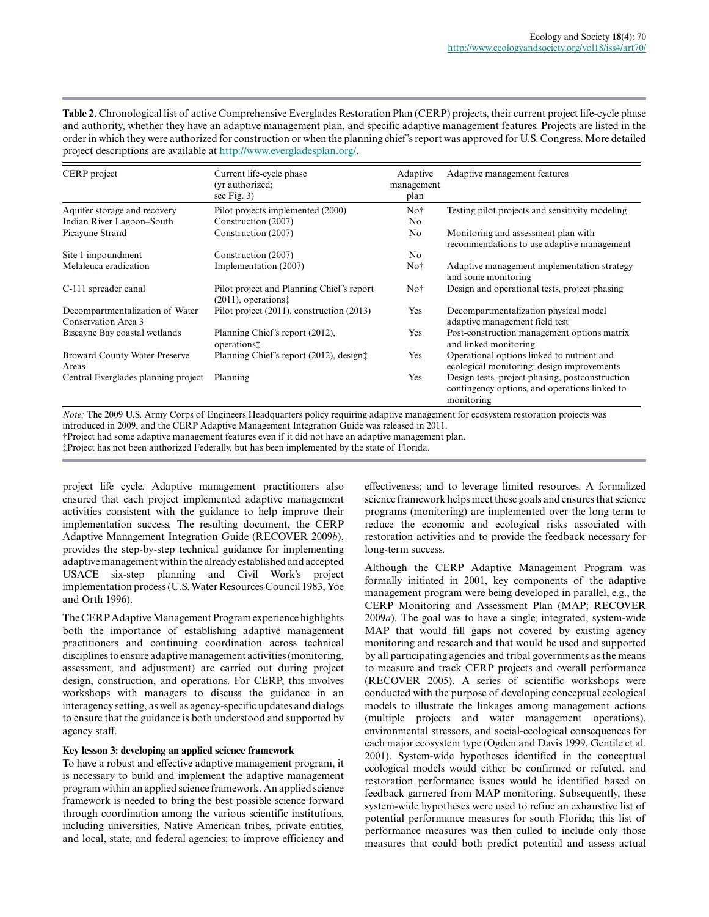**Table 2.** Chronological list of active Comprehensive Everglades Restoration Plan (CERP) projects, their current project life-cycle phase and authority, whether they have an adaptive management plan, and specific adaptive management features. Projects are listed in the order in which they were authorized for construction or when the planning chief's report was approved for U.S. Congress. More detailed project descriptions are available at http://www.evergladesplan.org/.

| CERP project | Current life-cycle phase (yr authorized; see Fig. 3) | Adaptive management plan | Adaptive management features |
|---|---|---|---|
| Aquifer storage and recovery | Pilot projects implemented (2000) | No† | Testing pilot projects and sensitivity modeling |
| Indian River Lagoon–South | Construction (2007) | No | |
| Picayune Strand | Construction (2007) | No | Monitoring and assessment plan with recommendations to use adaptive management |
| Site 1 impoundment | Construction (2007) | No | |
| Melaleuca eradication | Implementation (2007) | No† | Adaptive management implementation strategy and some monitoring |
| C-111 spreader canal | Pilot project and Planning Chief's report (2011), operations‡ | No† | Design and operational tests, project phasing |
| Decompartmentalization of Water Conservation Area 3 | Pilot project (2011), construction (2013) | Yes | Decompartmentalization physical model adaptive management field test |
| Biscayne Bay coastal wetlands | Planning Chief's report (2012), operations‡ | Yes | Post-construction management options matrix and linked monitoring |
| Broward County Water Preserve Areas | Planning Chief's report (2012), design‡ | Yes | Operational options linked to nutrient and ecological monitoring; design improvements |
| Central Everglades planning project | Planning | Yes | Design tests, project phasing, postconstruction contingency options, and operations linked to monitoring |

*Note:* The 2009 U.S. Army Corps of Engineers Headquarters policy requiring adaptive management for ecosystem restoration projects was introduced in 2009, and the CERP Adaptive Management Integration Guide was released in 2011.
†Project had some adaptive management features even if it did not have an adaptive management plan.
‡Project has not been authorized Federally, but has been implemented by the state of Florida.

project life cycle. Adaptive management practitioners also ensured that each project implemented adaptive management activities consistent with the guidance to help improve their implementation success. The resulting document, the CERP Adaptive Management Integration Guide (RECOVER 2009*b*), provides the step-by-step technical guidance for implementing adaptive management within the already established and accepted USACE six-step planning and Civil Work's project implementation process (U.S. Water Resources Council 1983, Yoe and Orth 1996).

The CERP Adaptive Management Program experience highlights both the importance of establishing adaptive management practitioners and continuing coordination across technical disciplines to ensure adaptive management activities (monitoring, assessment, and adjustment) are carried out during project design, construction, and operations. For CERP, this involves workshops with managers to discuss the guidance in an interagency setting, as well as agency-specific updates and dialogs to ensure that the guidance is both understood and supported by agency staff.

### Key lesson 3: developing an applied science framework

To have a robust and effective adaptive management program, it is necessary to build and implement the adaptive management program within an applied science framework. An applied science framework is needed to bring the best possible science forward through coordination among the various scientific institutions, including universities, Native American tribes, private entities, and local, state, and federal agencies; to improve efficiency and effectiveness; and to leverage limited resources. A formalized science framework helps meet these goals and ensures that science programs (monitoring) are implemented over the long term to reduce the economic and ecological risks associated with restoration activities and to provide the feedback necessary for long-term success.

Although the CERP Adaptive Management Program was formally initiated in 2001, key components of the adaptive management program were being developed in parallel, e.g., the CERP Monitoring and Assessment Plan (MAP; RECOVER 2009*a*). The goal was to have a single, integrated, system-wide MAP that would fill gaps not covered by existing agency monitoring and research and that would be used and supported by all participating agencies and tribal governments as the means to measure and track CERP projects and overall performance (RECOVER 2005). A series of scientific workshops were conducted with the purpose of developing conceptual ecological models to illustrate the linkages among management actions (multiple projects and water management operations), environmental stressors, and social-ecological consequences for each major ecosystem type (Ogden and Davis 1999, Gentile et al. 2001). System-wide hypotheses identified in the conceptual ecological models would either be confirmed or refuted, and restoration performance issues would be identified based on feedback garnered from MAP monitoring. Subsequently, these system-wide hypotheses were used to refine an exhaustive list of potential performance measures for south Florida; this list of performance measures was then culled to include only those measures that could both predict potential and assess actual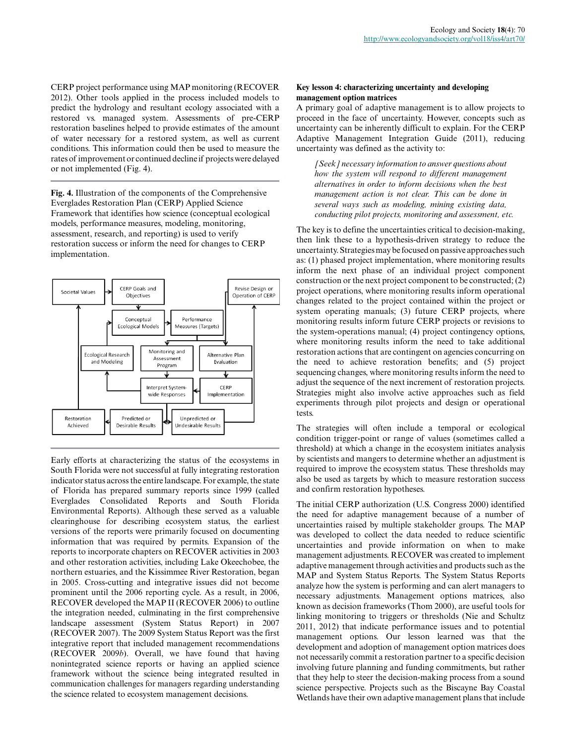CERP project performance using MAP monitoring (RECOVER 2012). Other tools applied in the process included models to predict the hydrology and resultant ecology associated with a restored vs. managed system. Assessments of pre-CERP restoration baselines helped to provide estimates of the amount of water necessary for a restored system, as well as current conditions. This information could then be used to measure the rates of improvement or continued decline if projects were delayed or not implemented (Fig. 4).

**Fig. 4.** Illustration of the components of the Comprehensive Everglades Restoration Plan (CERP) Applied Science Framework that identifies how science (conceptual ecological models, performance measures, modeling, monitoring, assessment, research, and reporting) is used to verify restoration success or inform the need for changes to CERP implementation.

Early efforts at characterizing the status of the ecosystems in South Florida were not successful at fully integrating restoration indicator status across the entire landscape. For example, the state of Florida has prepared summary reports since 1999 (called Everglades Consolidated Reports and South Florida Environmental Reports). Although these served as a valuable clearinghouse for describing ecosystem status, the earliest versions of the reports were primarily focused on documenting information that was required by permits. Expansion of the reports to incorporate chapters on RECOVER activities in 2003 and other restoration activities, including Lake Okeechobee, the northern estuaries, and the Kissimmee River Restoration, began in 2005. Cross-cutting and integrative issues did not become prominent until the 2006 reporting cycle. As a result, in 2006, RECOVER developed the MAP II (RECOVER 2006) to outline the integration needed, culminating in the first comprehensive landscape assessment (System Status Report) in 2007 (RECOVER 2007). The 2009 System Status Report was the first integrative report that included management recommendations (RECOVER 2009*b*). Overall, we have found that having nonintegrated science reports or having an applied science framework without the science being integrated resulted in communication challenges for managers regarding understanding the science related to ecosystem management decisions.

#### Key lesson 4: characterizing uncertainty and developing management option matrices

A primary goal of adaptive management is to allow projects to proceed in the face of uncertainty. However, concepts such as uncertainty can be inherently difficult to explain. For the CERP Adaptive Management Integration Guide (2011), reducing uncertainty was defined as the activity to:

> *[Seek] necessary information to answer questions about how the system will respond to different management alternatives in order to inform decisions when the best management action is not clear. This can be done in several ways such as modeling, mining existing data, conducting pilot projects, monitoring and assessment, etc.*

The key is to define the uncertainties critical to decision-making, then link these to a hypothesis-driven strategy to reduce the uncertainty. Strategies may be focused on passive approaches such as: (1) phased project implementation, where monitoring results inform the next phase of an individual project component construction or the next project component to be constructed; (2) project operations, where monitoring results inform operational changes related to the project contained within the project or system operating manuals; (3) future CERP projects, where monitoring results inform future CERP projects or revisions to the system-operations manual; (4) project contingency options, where monitoring results inform the need to take additional restoration actions that are contingent on agencies concurring on the need to achieve restoration benefits; and (5) project sequencing changes, where monitoring results inform the need to adjust the sequence of the next increment of restoration projects. Strategies might also involve active approaches such as field experiments through pilot projects and design or operational tests.

The strategies will often include a temporal or ecological condition trigger-point or range of values (sometimes called a threshold) at which a change in the ecosystem initiates analysis by scientists and mangers to determine whether an adjustment is required to improve the ecosystem status. These thresholds may also be used as targets by which to measure restoration success and confirm restoration hypotheses.

The initial CERP authorization (U.S. Congress 2000) identified the need for adaptive management because of a number of uncertainties raised by multiple stakeholder groups. The MAP was developed to collect the data needed to reduce scientific uncertainties and provide information on when to make management adjustments. RECOVER was created to implement adaptive management through activities and products such as the MAP and System Status Reports. The System Status Reports analyze how the system is performing and can alert managers to necessary adjustments. Management options matrices, also known as decision frameworks (Thom 2000), are useful tools for linking monitoring to triggers or thresholds (Nie and Schultz 2011, 2012) that indicate performance issues and to potential management options. Our lesson learned was that the development and adoption of management option matrices does not necessarily commit a restoration partner to a specific decision involving future planning and funding commitments, but rather that they help to steer the decision-making process from a sound science perspective. Projects such as the Biscayne Bay Coastal Wetlands have their own adaptive management plans that include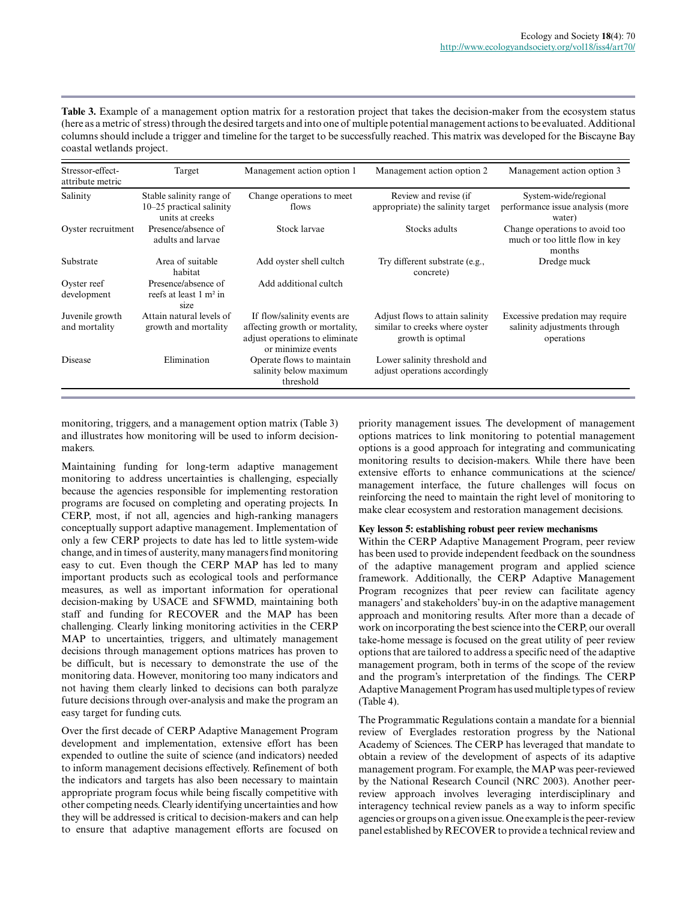**Table 3.** Example of a management option matrix for a restoration project that takes the decision-maker from the ecosystem status (here as a metric of stress) through the desired targets and into one of multiple potential management actions to be evaluated. Additional columns should include a trigger and timeline for the target to be successfully reached. This matrix was developed for the Biscayne Bay coastal wetlands project.

| Stressor-effect-attribute metric | Target | Management action option 1 | Management action option 2 | Management action option 3 |
|---|---|---|---|---|
| Salinity | Stable salinity range of 10–25 practical salinity units at creeks | Change operations to meet flows | Review and revise (if appropriate) the salinity target | System-wide/regional performance issue analysis (more water) |
| Oyster recruitment | Presence/absence of adults and larvae | Stock larvae | Stocks adults | Change operations to avoid too much or too little flow in key months |
| Substrate | Area of suitable habitat | Add oyster shell cultch | Try different substrate (e.g., concrete) | Dredge muck |
| Oyster reef development | Presence/absence of reefs at least 1 m² in size | Add additional cultch | | |
| Juvenile growth and mortality | Attain natural levels of growth and mortality | If flow/salinity events are affecting growth or mortality, adjust operations to eliminate or minimize events | Adjust flows to attain salinity similar to creeks where oyster growth is optimal | Excessive predation may require salinity adjustments through operations |
| Disease | Elimination | Operate flows to maintain salinity below maximum threshold | Lower salinity threshold and adjust operations accordingly | |

monitoring, triggers, and a management option matrix (Table 3) and illustrates how monitoring will be used to inform decision-makers.

Maintaining funding for long-term adaptive management monitoring to address uncertainties is challenging, especially because the agencies responsible for implementing restoration programs are focused on completing and operating projects. In CERP, most, if not all, agencies and high-ranking managers conceptually support adaptive management. Implementation of only a few CERP projects to date has led to little system-wide change, and in times of austerity, many managers find monitoring easy to cut. Even though the CERP MAP has led to many important products such as ecological tools and performance measures, as well as important information for operational decision-making by USACE and SFWMD, maintaining both staff and funding for RECOVER and the MAP has been challenging. Clearly linking monitoring activities in the CERP MAP to uncertainties, triggers, and ultimately management decisions through management options matrices has proven to be difficult, but is necessary to demonstrate the use of the monitoring data. However, monitoring too many indicators and not having them clearly linked to decisions can both paralyze future decisions through over-analysis and make the program an easy target for funding cuts.

Over the first decade of CERP Adaptive Management Program development and implementation, extensive effort has been expended to outline the suite of science (and indicators) needed to inform management decisions effectively. Refinement of both the indicators and targets has also been necessary to maintain appropriate program focus while being fiscally competitive with other competing needs. Clearly identifying uncertainties and how they will be addressed is critical to decision-makers and can help to ensure that adaptive management efforts are focused on priority management issues. The development of management options matrices to link monitoring to potential management options is a good approach for integrating and communicating monitoring results to decision-makers. While there have been extensive efforts to enhance communications at the science/management interface, the future challenges will focus on reinforcing the need to maintain the right level of monitoring to make clear ecosystem and restoration management decisions.

**Key lesson 5: establishing robust peer review mechanisms**

Within the CERP Adaptive Management Program, peer review has been used to provide independent feedback on the soundness of the adaptive management program and applied science framework. Additionally, the CERP Adaptive Management Program recognizes that peer review can facilitate agency managers' and stakeholders' buy-in on the adaptive management approach and monitoring results. After more than a decade of work on incorporating the best science into the CERP, our overall take-home message is focused on the great utility of peer review options that are tailored to address a specific need of the adaptive management program, both in terms of the scope of the review and the program's interpretation of the findings. The CERP Adaptive Management Program has used multiple types of review (Table 4).

The Programmatic Regulations contain a mandate for a biennial review of Everglades restoration progress by the National Academy of Sciences. The CERP has leveraged that mandate to obtain a review of the development of aspects of its adaptive management program. For example, the MAP was peer-reviewed by the National Research Council (NRC 2003). Another peer-review approach involves leveraging interdisciplinary and interagency technical review panels as a way to inform specific agencies or groups on a given issue. One example is the peer-review panel established by RECOVER to provide a technical review and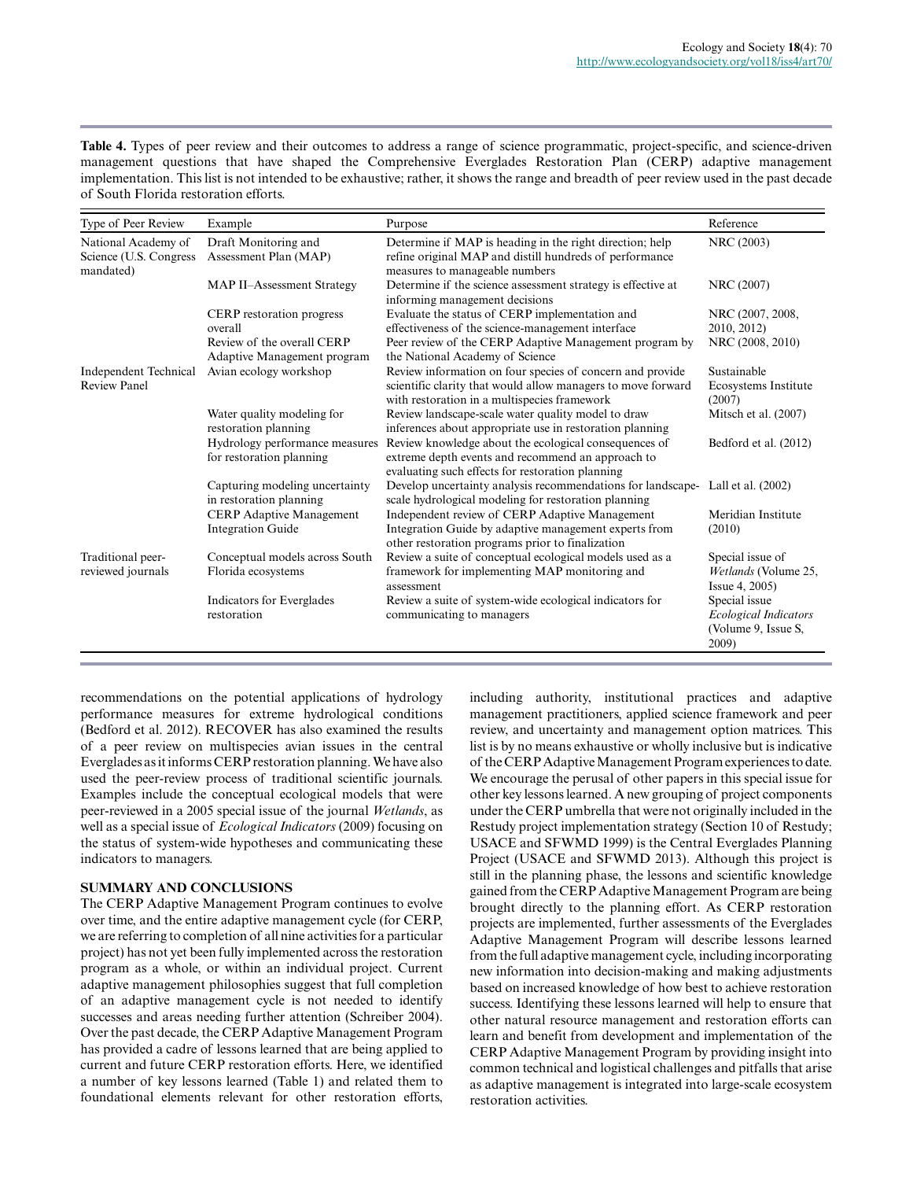**Table 4.** Types of peer review and their outcomes to address a range of science programmatic, project-specific, and science-driven management questions that have shaped the Comprehensive Everglades Restoration Plan (CERP) adaptive management implementation. This list is not intended to be exhaustive; rather, it shows the range and breadth of peer review used in the past decade of South Florida restoration efforts.

| Type of Peer Review | Example | Purpose | Reference |
|---|---|---|---|
| National Academy of Science (U.S. Congress mandated) | Draft Monitoring and Assessment Plan (MAP) | Determine if MAP is heading in the right direction; help refine original MAP and distill hundreds of performance measures to manageable numbers | NRC (2003) |
| | MAP II–Assessment Strategy | Determine if the science assessment strategy is effective at informing management decisions | NRC (2007) |
| | CERP restoration progress overall | Evaluate the status of CERP implementation and effectiveness of the science-management interface | NRC (2007, 2008, 2010, 2012) |
| | Review of the overall CERP Adaptive Management program | Peer review of the CERP Adaptive Management program by the National Academy of Science | NRC (2008, 2010) |
| Independent Technical Review Panel | Avian ecology workshop | Review information on four species of concern and provide scientific clarity that would allow managers to move forward with restoration in a multispecies framework | Sustainable Ecosystems Institute (2007) |
| | Water quality modeling for restoration planning | Review landscape-scale water quality model to draw inferences about appropriate use in restoration planning | Mitsch et al. (2007) |
| | Hydrology performance measures for restoration planning | Review knowledge about the ecological consequences of extreme depth events and recommend an approach to evaluating such effects for restoration planning | Bedford et al. (2012) |
| | Capturing modeling uncertainty in restoration planning | Develop uncertainty analysis recommendations for landscape-scale hydrological modeling for restoration planning | Lall et al. (2002) |
| | CERP Adaptive Management Integration Guide | Independent review of CERP Adaptive Management Integration Guide by adaptive management experts from other restoration programs prior to finalization | Meridian Institute (2010) |
| Traditional peer-reviewed journals | Conceptual models across South Florida ecosystems | Review a suite of conceptual ecological models used as a framework for implementing MAP monitoring and assessment | Special issue of *Wetlands* (Volume 25, Issue 4, 2005) |
| | Indicators for Everglades restoration | Review a suite of system-wide ecological indicators for communicating to managers | Special issue *Ecological Indicators* (Volume 9, Issue S, 2009) |

recommendations on the potential applications of hydrology performance measures for extreme hydrological conditions (Bedford et al. 2012). RECOVER has also examined the results of a peer review on multispecies avian issues in the central Everglades as it informs CERP restoration planning. We have also used the peer-review process of traditional scientific journals. Examples include the conceptual ecological models that were peer-reviewed in a 2005 special issue of the journal *Wetlands*, as well as a special issue of *Ecological Indicators* (2009) focusing on the status of system-wide hypotheses and communicating these indicators to managers.

## SUMMARY AND CONCLUSIONS

The CERP Adaptive Management Program continues to evolve over time, and the entire adaptive management cycle (for CERP, we are referring to completion of all nine activities for a particular project) has not yet been fully implemented across the restoration program as a whole, or within an individual project. Current adaptive management philosophies suggest that full completion of an adaptive management cycle is not needed to identify successes and areas needing further attention (Schreiber 2004). Over the past decade, the CERP Adaptive Management Program has provided a cadre of lessons learned that are being applied to current and future CERP restoration efforts. Here, we identified a number of key lessons learned (Table 1) and related them to foundational elements relevant for other restoration efforts, including authority, institutional practices and adaptive management practitioners, applied science framework and peer review, and uncertainty and management option matrices. This list is by no means exhaustive or wholly inclusive but is indicative of the CERP Adaptive Management Program experiences to date. We encourage the perusal of other papers in this special issue for other key lessons learned. A new grouping of project components under the CERP umbrella that were not originally included in the Restudy project implementation strategy (Section 10 of Restudy; USACE and SFWMD 1999) is the Central Everglades Planning Project (USACE and SFWMD 2013). Although this project is still in the planning phase, the lessons and scientific knowledge gained from the CERP Adaptive Management Program are being brought directly to the planning effort. As CERP restoration projects are implemented, further assessments of the Everglades Adaptive Management Program will describe lessons learned from the full adaptive management cycle, including incorporating new information into decision-making and making adjustments based on increased knowledge of how best to achieve restoration success. Identifying these lessons learned will help to ensure that other natural resource management and restoration efforts can learn and benefit from development and implementation of the CERP Adaptive Management Program by providing insight into common technical and logistical challenges and pitfalls that arise as adaptive management is integrated into large-scale ecosystem restoration activities.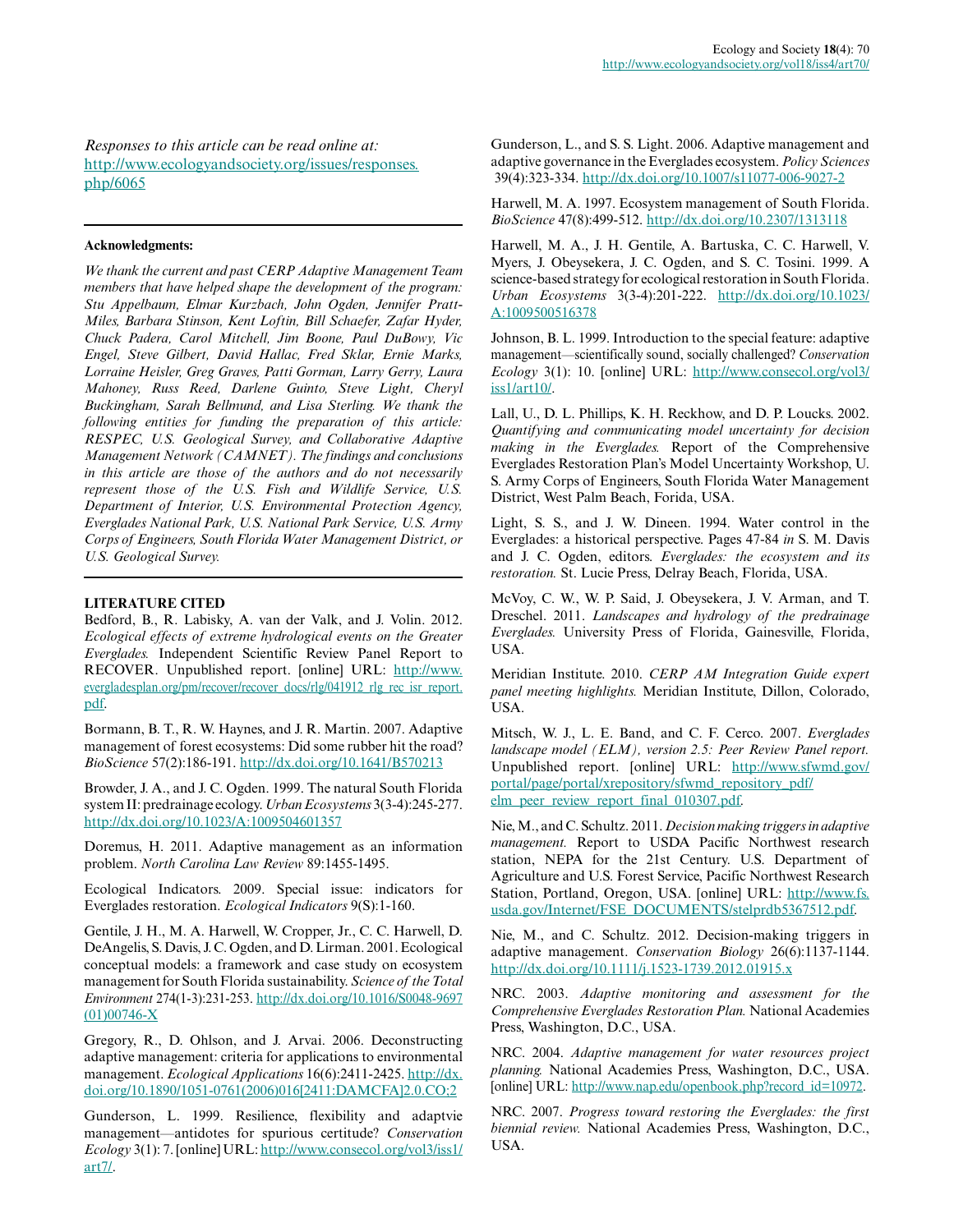*Responses to this article can be read online at:*
http://www.ecologyandsociety.org/issues/responses.php/6065

---

**Acknowledgments:**

*We thank the current and past CERP Adaptive Management Team members that have helped shape the development of the program: Stu Appelbaum, Elmar Kurzbach, John Ogden, Jennifer Pratt-Miles, Barbara Stinson, Kent Loftin, Bill Schaefer, Zafar Hyder, Chuck Padera, Carol Mitchell, Jim Boone, Paul DuBowy, Vic Engel, Steve Gilbert, David Hallac, Fred Sklar, Ernie Marks, Lorraine Heisler, Greg Graves, Patti Gorman, Larry Gerry, Laura Mahoney, Russ Reed, Darlene Guinto, Steve Light, Cheryl Buckingham, Sarah Bellmund, and Lisa Sterling. We thank the following entities for funding the preparation of this article: RESPEC, U.S. Geological Survey, and Collaborative Adaptive Management Network (CAMNET). The findings and conclusions in this article are those of the authors and do not necessarily represent those of the U.S. Fish and Wildlife Service, U.S. Department of Interior, U.S. Environmental Protection Agency, Everglades National Park, U.S. National Park Service, U.S. Army Corps of Engineers, South Florida Water Management District, or U.S. Geological Survey.*

---

**LITERATURE CITED**

Bedford, B., R. Labisky, A. van der Valk, and J. Volin. 2012. *Ecological effects of extreme hydrological events on the Greater Everglades.* Independent Scientific Review Panel Report to RECOVER. Unpublished report. [online] URL: http://www.evergladesplan.org/pm/recover/recover_docs/rlg/041912_rlg_rec_isr_report.pdf.

Bormann, B. T., R. W. Haynes, and J. R. Martin. 2007. Adaptive management of forest ecosystems: Did some rubber hit the road? *BioScience* 57(2):186-191. http://dx.doi.org/10.1641/B570213

Browder, J. A., and J. C. Ogden. 1999. The natural South Florida system II: predrainage ecology. *Urban Ecosystems* 3(3-4):245-277. http://dx.doi.org/10.1023/A:1009504601357

Doremus, H. 2011. Adaptive management as an information problem. *North Carolina Law Review* 89:1455-1495.

Ecological Indicators. 2009. Special issue: indicators for Everglades restoration. *Ecological Indicators* 9(S):1-160.

Gentile, J. H., M. A. Harwell, W. Cropper, Jr., C. C. Harwell, D. DeAngelis, S. Davis, J. C. Ogden, and D. Lirman. 2001. Ecological conceptual models: a framework and case study on ecosystem management for South Florida sustainability. *Science of the Total Environment* 274(1-3):231-253. http://dx.doi.org/10.1016/S0048-9697(01)00746-X

Gregory, R., D. Ohlson, and J. Arvai. 2006. Deconstructing adaptive management: criteria for applications to environmental management. *Ecological Applications* 16(6):2411-2425. http://dx.doi.org/10.1890/1051-0761(2006)016[2411:DAMCFA]2.0.CO;2

Gunderson, L. 1999. Resilience, flexibility and adaptvie management—antidotes for spurious certitude? *Conservation Ecology* 3(1): 7. [online] URL: http://www.consecol.org/vol3/iss1/art7/.

Gunderson, L., and S. S. Light. 2006. Adaptive management and adaptive governance in the Everglades ecosystem. *Policy Sciences* 39(4):323-334. http://dx.doi.org/10.1007/s11077-006-9027-2

Harwell, M. A. 1997. Ecosystem management of South Florida. *BioScience* 47(8):499-512. http://dx.doi.org/10.2307/1313118

Harwell, M. A., J. H. Gentile, A. Bartuska, C. C. Harwell, V. Myers, J. Obeysekera, J. C. Ogden, and S. C. Tosini. 1999. A science-based strategy for ecological restoration in South Florida. *Urban Ecosystems* 3(3-4):201-222. http://dx.doi.org/10.1023/A:1009500516378

Johnson, B. L. 1999. Introduction to the special feature: adaptive management—scientifically sound, socially challenged? *Conservation Ecology* 3(1): 10. [online] URL: http://www.consecol.org/vol3/iss1/art10/.

Lall, U., D. L. Phillips, K. H. Reckhow, and D. P. Loucks. 2002. *Quantifying and communicating model uncertainty for decision making in the Everglades.* Report of the Comprehensive Everglades Restoration Plan's Model Uncertainty Workshop, U. S. Army Corps of Engineers, South Florida Water Management District, West Palm Beach, Forida, USA.

Light, S. S., and J. W. Dineen. 1994. Water control in the Everglades: a historical perspective. Pages 47-84 *in* S. M. Davis and J. C. Ogden, editors. *Everglades: the ecosystem and its restoration.* St. Lucie Press, Delray Beach, Florida, USA.

McVoy, C. W., W. P. Said, J. Obeysekera, J. V. Arman, and T. Dreschel. 2011. *Landscapes and hydrology of the predrainage Everglades.* University Press of Florida, Gainesville, Florida, USA.

Meridian Institute. 2010. *CERP AM Integration Guide expert panel meeting highlights.* Meridian Institute, Dillon, Colorado, USA.

Mitsch, W. J., L. E. Band, and C. F. Cerco. 2007. *Everglades landscape model (ELM), version 2.5: Peer Review Panel report.* Unpublished report. [online] URL: http://www.sfwmd.gov/portal/page/portal/xrepository/sfwmd_repository_pdf/elm_peer_review_report_final_010307.pdf.

Nie, M., and C. Schultz. 2011. *Decision making triggers in adaptive management.* Report to USDA Pacific Northwest research station, NEPA for the 21st Century. U.S. Department of Agriculture and U.S. Forest Service, Pacific Northwest Research Station, Portland, Oregon, USA. [online] URL: http://www.fs.usda.gov/Internet/FSE_DOCUMENTS/stelprdb5367512.pdf.

Nie, M., and C. Schultz. 2012. Decision-making triggers in adaptive management. *Conservation Biology* 26(6):1137-1144. http://dx.doi.org/10.1111/j.1523-1739.2012.01915.x

NRC. 2003. *Adaptive monitoring and assessment for the Comprehensive Everglades Restoration Plan.* National Academies Press, Washington, D.C., USA.

NRC. 2004. *Adaptive management for water resources project planning.* National Academies Press, Washington, D.C., USA. [online] URL: http://www.nap.edu/openbook.php?record_id=10972.

NRC. 2007. *Progress toward restoring the Everglades: the first biennial review.* National Academies Press, Washington, D.C., USA.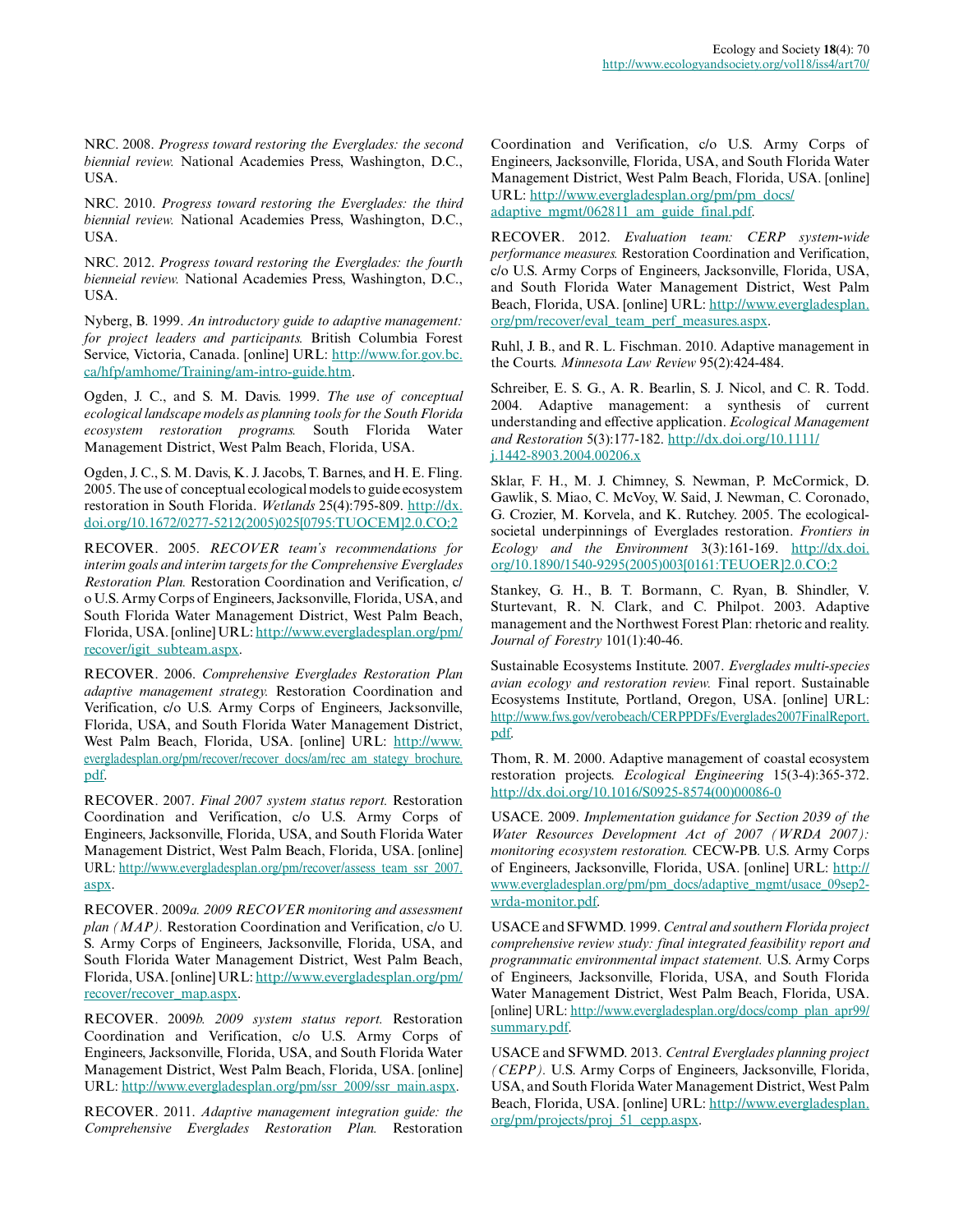NRC. 2008. *Progress toward restoring the Everglades: the second biennial review.* National Academies Press, Washington, D.C., USA.

NRC. 2010. *Progress toward restoring the Everglades: the third biennial review.* National Academies Press, Washington, D.C., USA.

NRC. 2012. *Progress toward restoring the Everglades: the fourth bienneial review.* National Academies Press, Washington, D.C., USA.

Nyberg, B. 1999. *An introductory guide to adaptive management: for project leaders and participants.* British Columbia Forest Service, Victoria, Canada. [online] URL: http://www.for.gov.bc.ca/hfp/amhome/Training/am-intro-guide.htm.

Ogden, J. C., and S. M. Davis. 1999. *The use of conceptual ecological landscape models as planning tools for the South Florida ecosystem restoration programs.* South Florida Water Management District, West Palm Beach, Florida, USA.

Ogden, J. C., S. M. Davis, K. J. Jacobs, T. Barnes, and H. E. Fling. 2005. The use of conceptual ecological models to guide ecosystem restoration in South Florida. *Wetlands* 25(4):795-809. http://dx.doi.org/10.1672/0277-5212(2005)025[0795:TUOCEM]2.0.CO;2

RECOVER. 2005. *RECOVER team's recommendations for interim goals and interim targets for the Comprehensive Everglades Restoration Plan.* Restoration Coordination and Verification, c/o U.S. Army Corps of Engineers, Jacksonville, Florida, USA, and South Florida Water Management District, West Palm Beach, Florida, USA. [online] URL: http://www.evergladesplan.org/pm/recover/igit_subteam.aspx.

RECOVER. 2006. *Comprehensive Everglades Restoration Plan adaptive management strategy.* Restoration Coordination and Verification, c/o U.S. Army Corps of Engineers, Jacksonville, Florida, USA, and South Florida Water Management District, West Palm Beach, Florida, USA. [online] URL: http://www.evergladesplan.org/pm/recover/recover_docs/am/rec_am_stategy_brochure.pdf.

RECOVER. 2007. *Final 2007 system status report.* Restoration Coordination and Verification, c/o U.S. Army Corps of Engineers, Jacksonville, Florida, USA, and South Florida Water Management District, West Palm Beach, Florida, USA. [online] URL: http://www.evergladesplan.org/pm/recover/assess_team_ssr_2007.aspx.

RECOVER. 2009*a*. *2009 RECOVER monitoring and assessment plan (MAP).* Restoration Coordination and Verification, c/o U. S. Army Corps of Engineers, Jacksonville, Florida, USA, and South Florida Water Management District, West Palm Beach, Florida, USA. [online] URL: http://www.evergladesplan.org/pm/recover/recover_map.aspx.

RECOVER. 2009*b*. *2009 system status report.* Restoration Coordination and Verification, c/o U.S. Army Corps of Engineers, Jacksonville, Florida, USA, and South Florida Water Management District, West Palm Beach, Florida, USA. [online] URL: http://www.evergladesplan.org/pm/ssr_2009/ssr_main.aspx.

RECOVER. 2011. *Adaptive management integration guide: the Comprehensive Everglades Restoration Plan.* Restoration Coordination and Verification, c/o U.S. Army Corps of Engineers, Jacksonville, Florida, USA, and South Florida Water Management District, West Palm Beach, Florida, USA. [online] URL: http://www.evergladesplan.org/pm/pm_docs/adaptive_mgmt/062811_am_guide_final.pdf.

RECOVER. 2012. *Evaluation team: CERP system-wide performance measures.* Restoration Coordination and Verification, c/o U.S. Army Corps of Engineers, Jacksonville, Florida, USA, and South Florida Water Management District, West Palm Beach, Florida, USA. [online] URL: http://www.evergladesplan.org/pm/recover/eval_team_perf_measures.aspx.

Ruhl, J. B., and R. L. Fischman. 2010. Adaptive management in the Courts. *Minnesota Law Review* 95(2):424-484.

Schreiber, E. S. G., A. R. Bearlin, S. J. Nicol, and C. R. Todd. 2004. Adaptive management: a synthesis of current understanding and effective application. *Ecological Management and Restoration* 5(3):177-182. http://dx.doi.org/10.1111/j.1442-8903.2004.00206.x

Sklar, F. H., M. J. Chimney, S. Newman, P. McCormick, D. Gawlik, S. Miao, C. McVoy, W. Said, J. Newman, C. Coronado, G. Crozier, M. Korvela, and K. Rutchey. 2005. The ecological-societal underpinnings of Everglades restoration. *Frontiers in Ecology and the Environment* 3(3):161-169. http://dx.doi.org/10.1890/1540-9295(2005)003[0161:TEUOER]2.0.CO;2

Stankey, G. H., B. T. Bormann, C. Ryan, B. Shindler, V. Sturtevant, R. N. Clark, and C. Philpot. 2003. Adaptive management and the Northwest Forest Plan: rhetoric and reality. *Journal of Forestry* 101(1):40-46.

Sustainable Ecosystems Institute. 2007. *Everglades multi-species avian ecology and restoration review.* Final report. Sustainable Ecosystems Institute, Portland, Oregon, USA. [online] URL: http://www.fws.gov/verobeach/CERPPDFs/Everglades2007FinalReport.pdf.

Thom, R. M. 2000. Adaptive management of coastal ecosystem restoration projects. *Ecological Engineering* 15(3-4):365-372. http://dx.doi.org/10.1016/S0925-8574(00)00086-0

USACE. 2009. *Implementation guidance for Section 2039 of the Water Resources Development Act of 2007 (WRDA 2007): monitoring ecosystem restoration.* CECW-PB. U.S. Army Corps of Engineers, Jacksonville, Florida, USA. [online] URL: http://www.evergladesplan.org/pm/pm_docs/adaptive_mgmt/usace_09sep2-wrda-monitor.pdf.

USACE and SFWMD. 1999. *Central and southern Florida project comprehensive review study: final integrated feasibility report and programmatic environmental impact statement.* U.S. Army Corps of Engineers, Jacksonville, Florida, USA, and South Florida Water Management District, West Palm Beach, Florida, USA. [online] URL: http://www.evergladesplan.org/docs/comp_plan_apr99/summary.pdf.

USACE and SFWMD. 2013. *Central Everglades planning project (CEPP).* U.S. Army Corps of Engineers, Jacksonville, Florida, USA, and South Florida Water Management District, West Palm Beach, Florida, USA. [online] URL: http://www.evergladesplan.org/pm/projects/proj_51_cepp.aspx.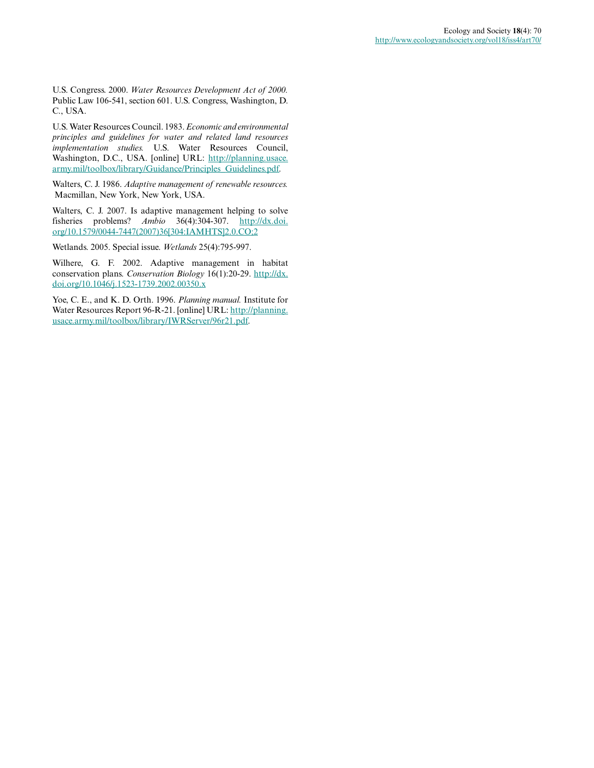U.S. Congress. 2000. *Water Resources Development Act of 2000.* Public Law 106-541, section 601. U.S. Congress, Washington, D. C., USA.

U.S. Water Resources Council. 1983. *Economic and environmental principles and guidelines for water and related land resources implementation studies.* U.S. Water Resources Council, Washington, D.C., USA. [online] URL: http://planning.usace.army.mil/toolbox/library/Guidance/Principles_Guidelines.pdf.

Walters, C. J. 1986. *Adaptive management of renewable resources.* Macmillan, New York, New York, USA.

Walters, C. J. 2007. Is adaptive management helping to solve fisheries problems? *Ambio* 36(4):304-307. http://dx.doi.org/10.1579/0044-7447(2007)36[304:IAMHTS]2.0.CO;2

Wetlands. 2005. Special issue. *Wetlands* 25(4):795-997.

Wilhere, G. F. 2002. Adaptive management in habitat conservation plans. *Conservation Biology* 16(1):20-29. http://dx.doi.org/10.1046/j.1523-1739.2002.00350.x

Yoe, C. E., and K. D. Orth. 1996. *Planning manual.* Institute for Water Resources Report 96-R-21. [online] URL: http://planning.usace.army.mil/toolbox/library/IWRServer/96r21.pdf.